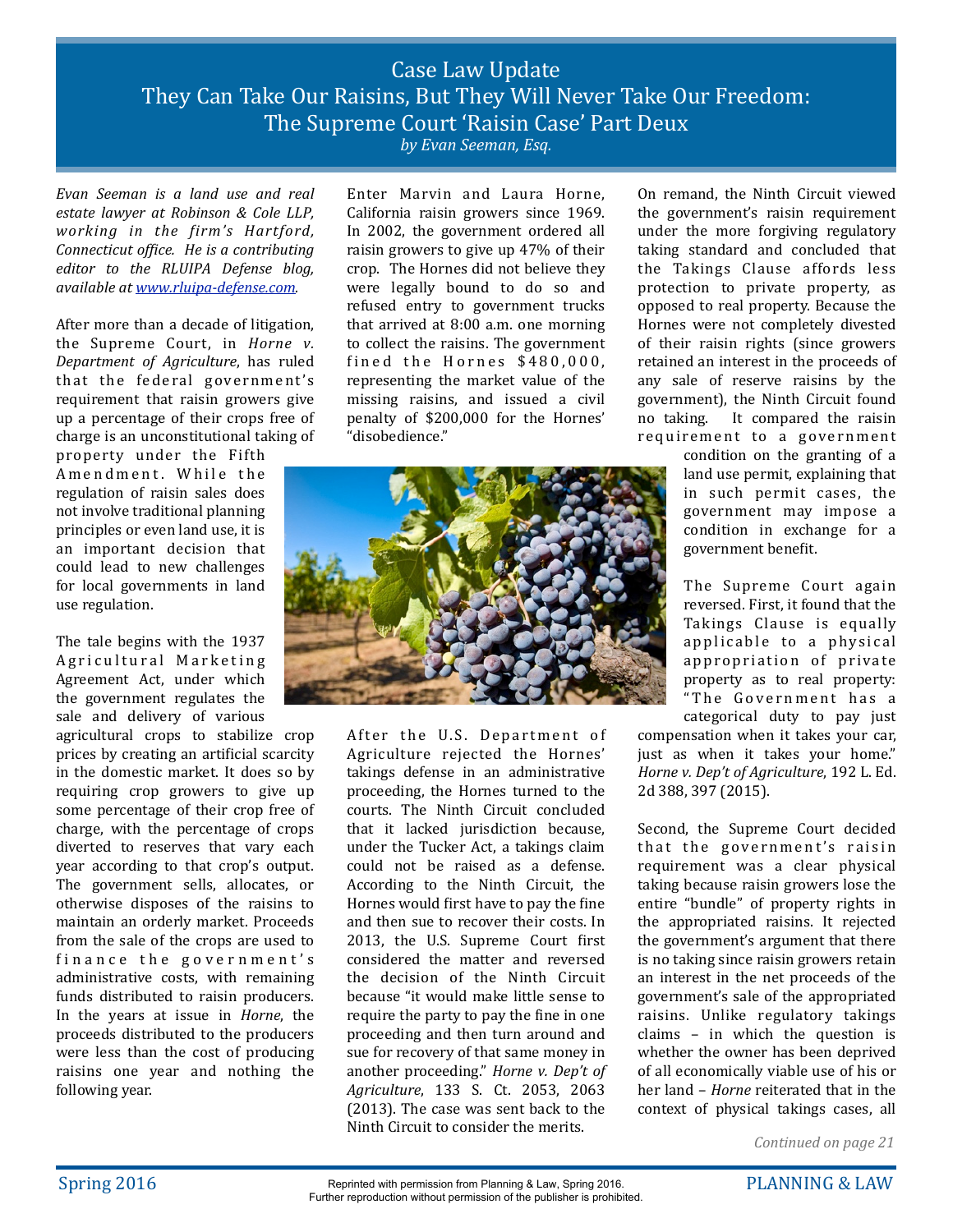# Case Law Update
# They Can Take Our Raisins, But They Will Never Take Our Freedom: The Supreme Court 'Raisin Case' Part Deux

*by Evan Seeman, Esq.*

*Evan Seeman is a land use and real estate lawyer at Robinson & Cole LLP, working in the firm's Hartford, Connecticut office. He is a contributing editor to the RLUIPA Defense blog, available at [www.rluipa-defense.com](www.rluipa-defense.com).*

After more than a decade of litigation, the Supreme Court, in *Horne v. Department of Agriculture*, has ruled that the federal government's requirement that raisin growers give up a percentage of their crops free of charge is an unconstitutional taking of property under the Fifth Amendment. While the regulation of raisin sales does not involve traditional planning principles or even land use, it is an important decision that could lead to new challenges for local governments in land use regulation.

The tale begins with the 1937 Agricultural Marketing Agreement Act, under which the government regulates the sale and delivery of various agricultural crops to stabilize crop prices by creating an artificial scarcity in the domestic market. It does so by requiring crop growers to give up some percentage of their crop free of charge, with the percentage of crops diverted to reserves that vary each year according to that crop's output. The government sells, allocates, or otherwise disposes of the raisins to maintain an orderly market. Proceeds from the sale of the crops are used to finance the government's administrative costs, with remaining funds distributed to raisin producers. In the years at issue in *Horne*, the proceeds distributed to the producers were less than the cost of producing raisins one year and nothing the following year.

Enter Marvin and Laura Horne, California raisin growers since 1969. In 2002, the government ordered all raisin growers to give up 47% of their crop. The Hornes did not believe they were legally bound to do so and refused entry to government trucks that arrived at 8:00 a.m. one morning to collect the raisins. The government fined the Hornes $480,000, representing the market value of the missing raisins, and issued a civil penalty of $200,000 for the Hornes' "disobedience."

After the U.S. Department of Agriculture rejected the Hornes' takings defense in an administrative proceeding, the Hornes turned to the courts. The Ninth Circuit concluded that it lacked jurisdiction because, under the Tucker Act, a takings claim could not be raised as a defense. According to the Ninth Circuit, the Hornes would first have to pay the fine and then sue to recover their costs. In 2013, the U.S. Supreme Court first considered the matter and reversed the decision of the Ninth Circuit because "it would make little sense to require the party to pay the fine in one proceeding and then turn around and sue for recovery of that same money in another proceeding." *Horne v. Dep't of Agriculture*, 133 S. Ct. 2053, 2063 (2013). The case was sent back to the Ninth Circuit to consider the merits.

On remand, the Ninth Circuit viewed the government's raisin requirement under the more forgiving regulatory taking standard and concluded that the Takings Clause affords less protection to private property, as opposed to real property. Because the Hornes were not completely divested of their raisin rights (since growers retained an interest in the proceeds of any sale of reserve raisins by the government), the Ninth Circuit found no taking. It compared the raisin requirement to a government condition on the granting of a land use permit, explaining that in such permit cases, the government may impose a condition in exchange for a government benefit.

The Supreme Court again reversed. First, it found that the Takings Clause is equally applicable to a physical appropriation of private property as to real property: "The Government has a categorical duty to pay just compensation when it takes your car, just as when it takes your home." *Horne v. Dep't of Agriculture*, 192 L. Ed. 2d 388, 397 (2015).

Second, the Supreme Court decided that the government's raisin requirement was a clear physical taking because raisin growers lose the entire "bundle" of property rights in the appropriated raisins. It rejected the government's argument that there is no taking since raisin growers retain an interest in the net proceeds of the government's sale of the appropriated raisins. Unlike regulatory takings claims – in which the question is whether the owner has been deprived of all economically viable use of his or her land – *Horne* reiterated that in the context of physical takings cases, all

*Continued on page 21*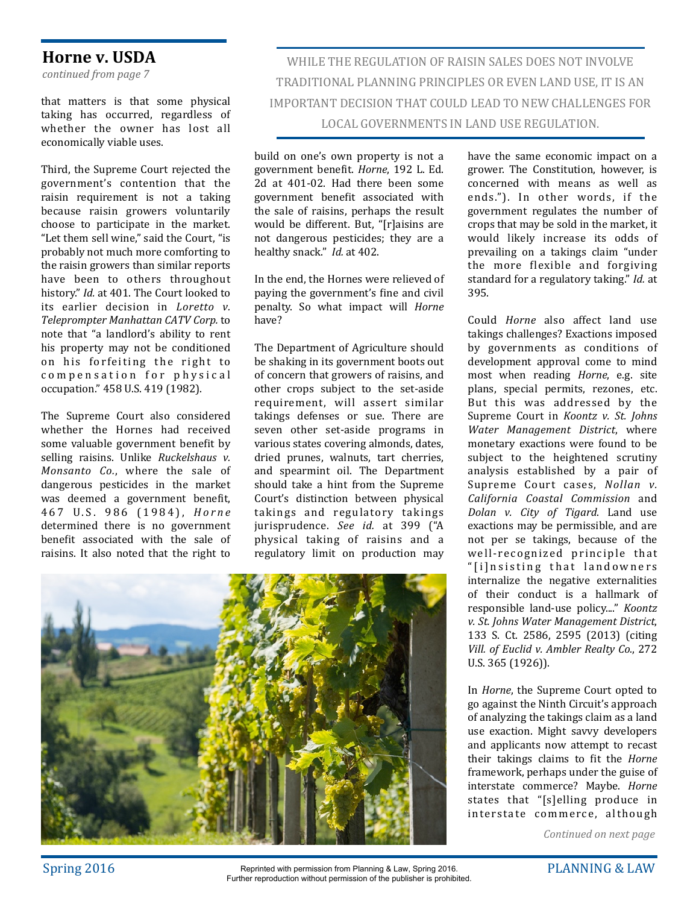## Horne v. USDA

*continued from page 7*

that matters is that some physical taking has occurred, regardless of whether the owner has lost all economically viable uses.

Third, the Supreme Court rejected the government's contention that the raisin requirement is not a taking because raisin growers voluntarily choose to participate in the market. "Let them sell wine," said the Court, "is probably not much more comforting to the raisin growers than similar reports have been to others throughout history." *Id.* at 401. The Court looked to its earlier decision in *Loretto v. Teleprompter Manhattan CATV Corp.* to note that "a landlord's ability to rent his property may not be conditioned on his forfeiting the right to compensation for physical occupation." 458 U.S. 419 (1982).

The Supreme Court also considered whether the Hornes had received some valuable government benefit by selling raisins. Unlike *Ruckelshaus v. Monsanto Co.*, where the sale of dangerous pesticides in the market was deemed a government benefit, 467 U.S. 986 (1984), *Horne* determined there is no government benefit associated with the sale of raisins. It also noted that the right to build on one's own property is not a government benefit. *Horne*, 192 L. Ed. 2d at 401-02. Had there been some government benefit associated with the sale of raisins, perhaps the result would be different. But, "[r]aisins are not dangerous pesticides; they are a healthy snack." *Id.* at 402.

WHILE THE REGULATION OF RAISIN SALES DOES NOT INVOLVE TRADITIONAL PLANNING PRINCIPLES OR EVEN LAND USE, IT IS AN IMPORTANT DECISION THAT COULD LEAD TO NEW CHALLENGES FOR LOCAL GOVERNMENTS IN LAND USE REGULATION.

In the end, the Hornes were relieved of paying the government's fine and civil penalty. So what impact will *Horne* have?

The Department of Agriculture should be shaking in its government boots out of concern that growers of raisins, and other crops subject to the set-aside requirement, will assert similar takings defenses or sue. There are seven other set-aside programs in various states covering almonds, dates, dried prunes, walnuts, tart cherries, and spearmint oil. The Department should take a hint from the Supreme Court's distinction between physical takings and regulatory takings jurisprudence. *See id.* at 399 ("A physical taking of raisins and a regulatory limit on production may have the same economic impact on a grower. The Constitution, however, is concerned with means as well as ends."). In other words, if the government regulates the number of crops that may be sold in the market, it would likely increase its odds of prevailing on a takings claim "under the more flexible and forgiving standard for a regulatory taking." *Id.* at 395.

Could *Horne* also affect land use takings challenges? Exactions imposed by governments as conditions of development approval come to mind most when reading *Horne*, e.g. site plans, special permits, rezones, etc. But this was addressed by the Supreme Court in *Koontz v. St. Johns Water Management District*, where monetary exactions were found to be subject to the heightened scrutiny analysis established by a pair of Supreme Court cases, *Nollan v. California Coastal Commission* and *Dolan v. City of Tigard*. Land use exactions may be permissible, and are not per se takings, because of the well-recognized principle that "[i]nsisting that landowners internalize the negative externalities of their conduct is a hallmark of responsible land-use policy...." *Koontz v. St. Johns Water Management District*, 133 S. Ct. 2586, 2595 (2013) (citing *Vill. of Euclid v. Ambler Realty Co.*, 272 U.S. 365 (1926)).

In *Horne*, the Supreme Court opted to go against the Ninth Circuit's approach of analyzing the takings claim as a land use exaction. Might savvy developers and applicants now attempt to recast their takings claims to fit the *Horne* framework, perhaps under the guise of interstate commerce? Maybe. *Horne* states that "[s]elling produce in interstate commerce, although

*Continued on next page*

Reprinted with permission from Planning & Law, Spring 2016. Further reproduction without permission of the publisher is prohibited.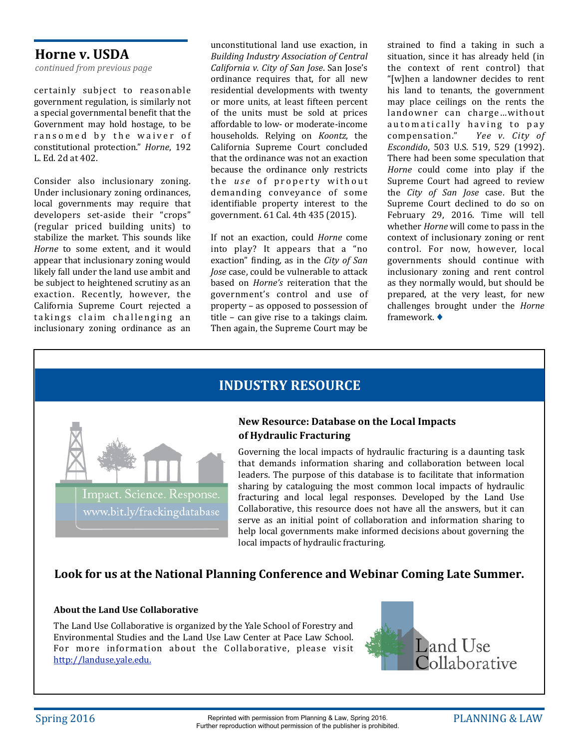## Horne v. USDA

*continued from previous page*

certainly subject to reasonable government regulation, is similarly not a special governmental benefit that the Government may hold hostage, to be ransomed by the waiver of constitutional protection." *Horne*, 192 L. Ed. 2d at 402.

Consider also inclusionary zoning. Under inclusionary zoning ordinances, local governments may require that developers set-aside their "crops" (regular priced building units) to stabilize the market. This sounds like *Horne* to some extent, and it would appear that inclusionary zoning would likely fall under the land use ambit and be subject to heightened scrutiny as an exaction. Recently, however, the California Supreme Court rejected a takings claim challenging an inclusionary zoning ordinance as an unconstitutional land use exaction, in *Building Industry Association of Central California v. City of San Jose*. San Jose's ordinance requires that, for all new residential developments with twenty or more units, at least fifteen percent of the units must be sold at prices affordable to low- or moderate-income households. Relying on *Koontz*, the California Supreme Court concluded that the ordinance was not an exaction because the ordinance only restricts the *use* of property without demanding conveyance of some identifiable property interest to the government. 61 Cal. 4th 435 (2015).

If not an exaction, could *Horne* come into play? It appears that a "no exaction" finding, as in the *City of San Jose* case, could be vulnerable to attack based on *Horne's* reiteration that the government's control and use of property – as opposed to possession of title – can give rise to a takings claim. Then again, the Supreme Court may be strained to find a taking in such a situation, since it has already held (in the context of rent control) that "[w]hen a landowner decides to rent his land to tenants, the government may place ceilings on the rents the landowner can charge…without automatically having to pay compensation." *Yee v. City of Escondido*, 503 U.S. 519, 529 (1992). There had been some speculation that *Horne* could come into play if the Supreme Court had agreed to review the *City of San Jose* case. But the Supreme Court declined to do so on February 29, 2016. Time will tell whether *Horne* will come to pass in the context of inclusionary zoning or rent control. For now, however, local governments should continue with inclusionary zoning and rent control as they normally would, but should be prepared, at the very least, for new challenges brought under the *Horne* framework. ♦

## INDUSTRY RESOURCE

Impact. Science. Response.
www.bit.ly/frackingdatabase

### New Resource: Database on the Local Impacts of Hydraulic Fracturing

Governing the local impacts of hydraulic fracturing is a daunting task that demands information sharing and collaboration between local leaders. The purpose of this database is to facilitate that information sharing by cataloguing the most common local impacts of hydraulic fracturing and local legal responses. Developed by the Land Use Collaborative, this resource does not have all the answers, but it can serve as an initial point of collaboration and information sharing to help local governments make informed decisions about governing the local impacts of hydraulic fracturing.

**Look for us at the National Planning Conference and Webinar Coming Late Summer.**

**About the Land Use Collaborative**

The Land Use Collaborative is organized by the Yale School of Forestry and Environmental Studies and the Land Use Law Center at Pace Law School. For more information about the Collaborative, please visit http://landuse.yale.edu.

Land Use Collaborative

Reprinted with permission from Planning & Law, Spring 2016.
Further reproduction without permission of the publisher is prohibited.